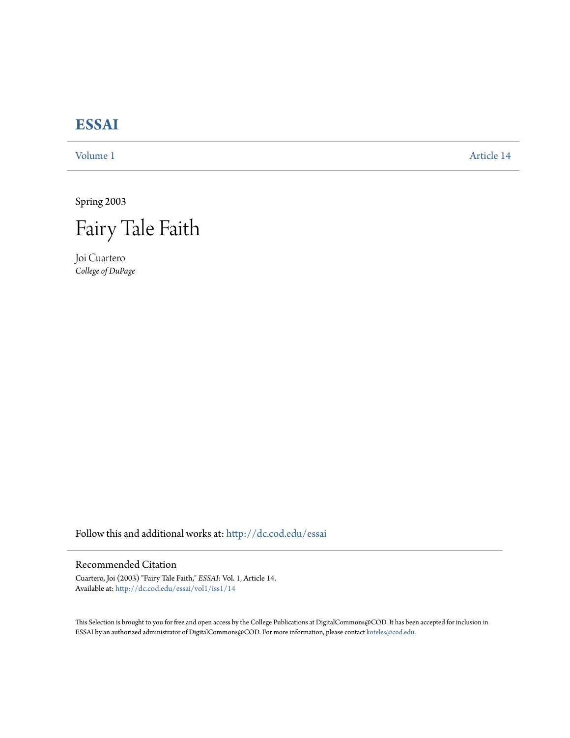# ESSAI

Volume 1 Article 14

Spring 2003

# Fairy Tale Faith

Joi Cuartero
*College of DuPage*

Follow this and additional works at: http://dc.cod.edu/essai

## Recommended Citation

Cuartero, Joi (2003) "Fairy Tale Faith," *ESSAI*: Vol. 1, Article 14.
Available at: http://dc.cod.edu/essai/vol1/iss1/14

This Selection is brought to you for free and open access by the College Publications at DigitalCommons@COD. It has been accepted for inclusion in ESSAI by an authorized administrator of DigitalCommons@COD. For more information, please contact koteles@cod.edu.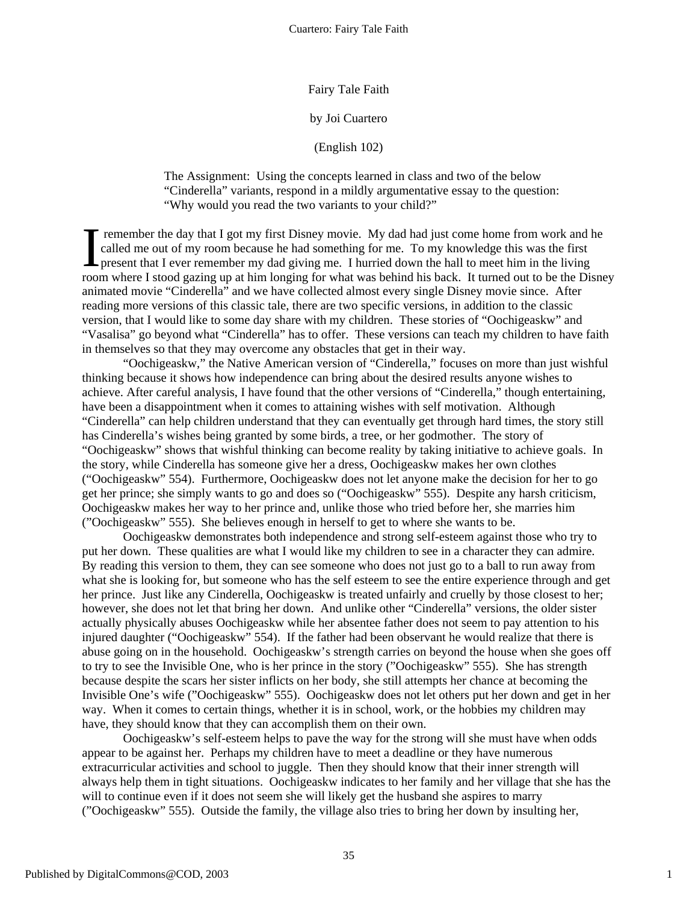Fairy Tale Faith

by Joi Cuartero

(English 102)

The Assignment: Using the concepts learned in class and two of the below "Cinderella" variants, respond in a mildly argumentative essay to the question: "Why would you read the two variants to your child?"

I remember the day that I got my first Disney movie. My dad had just come home from work and he called me out of my room because he had something for me. To my knowledge this was the first present that I ever remember my dad giving me. I hurried down the hall to meet him in the living room where I stood gazing up at him longing for what was behind his back. It turned out to be the Disney animated movie "Cinderella" and we have collected almost every single Disney movie since. After reading more versions of this classic tale, there are two specific versions, in addition to the classic version, that I would like to some day share with my children. These stories of "Oochigeaskw" and "Vasalisa" go beyond what "Cinderella" has to offer. These versions can teach my children to have faith in themselves so that they may overcome any obstacles that get in their way.

"Oochigeaskw," the Native American version of "Cinderella," focuses on more than just wishful thinking because it shows how independence can bring about the desired results anyone wishes to achieve. After careful analysis, I have found that the other versions of "Cinderella," though entertaining, have been a disappointment when it comes to attaining wishes with self motivation. Although "Cinderella" can help children understand that they can eventually get through hard times, the story still has Cinderella's wishes being granted by some birds, a tree, or her godmother. The story of "Oochigeaskw" shows that wishful thinking can become reality by taking initiative to achieve goals. In the story, while Cinderella has someone give her a dress, Oochigeaskw makes her own clothes ("Oochigeaskw" 554). Furthermore, Oochigeaskw does not let anyone make the decision for her to go get her prince; she simply wants to go and does so ("Oochigeaskw" 555). Despite any harsh criticism, Oochigeaskw makes her way to her prince and, unlike those who tried before her, she marries him ("Oochigeaskw" 555). She believes enough in herself to get to where she wants to be.

Oochigeaskw demonstrates both independence and strong self-esteem against those who try to put her down. These qualities are what I would like my children to see in a character they can admire. By reading this version to them, they can see someone who does not just go to a ball to run away from what she is looking for, but someone who has the self esteem to see the entire experience through and get her prince. Just like any Cinderella, Oochigeaskw is treated unfairly and cruelly by those closest to her; however, she does not let that bring her down. And unlike other "Cinderella" versions, the older sister actually physically abuses Oochigeaskw while her absentee father does not seem to pay attention to his injured daughter ("Oochigeaskw" 554). If the father had been observant he would realize that there is abuse going on in the household. Oochigeaskw's strength carries on beyond the house when she goes off to try to see the Invisible One, who is her prince in the story ("Oochigeaskw" 555). She has strength because despite the scars her sister inflicts on her body, she still attempts her chance at becoming the Invisible One's wife ("Oochigeaskw" 555). Oochigeaskw does not let others put her down and get in her way. When it comes to certain things, whether it is in school, work, or the hobbies my children may have, they should know that they can accomplish them on their own.

Oochigeaskw's self-esteem helps to pave the way for the strong will she must have when odds appear to be against her. Perhaps my children have to meet a deadline or they have numerous extracurricular activities and school to juggle. Then they should know that their inner strength will always help them in tight situations. Oochigeaskw indicates to her family and her village that she has the will to continue even if it does not seem she will likely get the husband she aspires to marry ("Oochigeaskw" 555). Outside the family, the village also tries to bring her down by insulting her,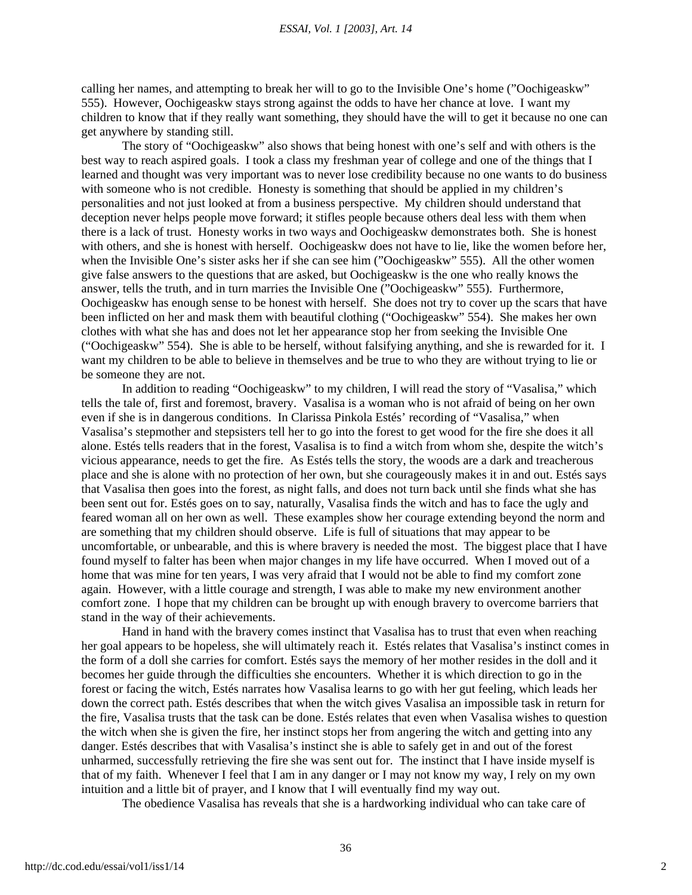calling her names, and attempting to break her will to go to the Invisible One's home ("Oochigeaskw" 555). However, Oochigeaskw stays strong against the odds to have her chance at love. I want my children to know that if they really want something, they should have the will to get it because no one can get anywhere by standing still.

The story of "Oochigeaskw" also shows that being honest with one's self and with others is the best way to reach aspired goals. I took a class my freshman year of college and one of the things that I learned and thought was very important was to never lose credibility because no one wants to do business with someone who is not credible. Honesty is something that should be applied in my children's personalities and not just looked at from a business perspective. My children should understand that deception never helps people move forward; it stifles people because others deal less with them when there is a lack of trust. Honesty works in two ways and Oochigeaskw demonstrates both. She is honest with others, and she is honest with herself. Oochigeaskw does not have to lie, like the women before her, when the Invisible One's sister asks her if she can see him ("Oochigeaskw" 555). All the other women give false answers to the questions that are asked, but Oochigeaskw is the one who really knows the answer, tells the truth, and in turn marries the Invisible One ("Oochigeaskw" 555). Furthermore, Oochigeaskw has enough sense to be honest with herself. She does not try to cover up the scars that have been inflicted on her and mask them with beautiful clothing ("Oochigeaskw" 554). She makes her own clothes with what she has and does not let her appearance stop her from seeking the Invisible One ("Oochigeaskw" 554). She is able to be herself, without falsifying anything, and she is rewarded for it. I want my children to be able to believe in themselves and be true to who they are without trying to lie or be someone they are not.

In addition to reading "Oochigeaskw" to my children, I will read the story of "Vasalisa," which tells the tale of, first and foremost, bravery. Vasalisa is a woman who is not afraid of being on her own even if she is in dangerous conditions. In Clarissa Pinkola Estés' recording of "Vasalisa," when Vasalisa's stepmother and stepsisters tell her to go into the forest to get wood for the fire she does it all alone. Estés tells readers that in the forest, Vasalisa is to find a witch from whom she, despite the witch's vicious appearance, needs to get the fire. As Estés tells the story, the woods are a dark and treacherous place and she is alone with no protection of her own, but she courageously makes it in and out. Estés says that Vasalisa then goes into the forest, as night falls, and does not turn back until she finds what she has been sent out for. Estés goes on to say, naturally, Vasalisa finds the witch and has to face the ugly and feared woman all on her own as well. These examples show her courage extending beyond the norm and are something that my children should observe. Life is full of situations that may appear to be uncomfortable, or unbearable, and this is where bravery is needed the most. The biggest place that I have found myself to falter has been when major changes in my life have occurred. When I moved out of a home that was mine for ten years, I was very afraid that I would not be able to find my comfort zone again. However, with a little courage and strength, I was able to make my new environment another comfort zone. I hope that my children can be brought up with enough bravery to overcome barriers that stand in the way of their achievements.

Hand in hand with the bravery comes instinct that Vasalisa has to trust that even when reaching her goal appears to be hopeless, she will ultimately reach it. Estés relates that Vasalisa's instinct comes in the form of a doll she carries for comfort. Estés says the memory of her mother resides in the doll and it becomes her guide through the difficulties she encounters. Whether it is which direction to go in the forest or facing the witch, Estés narrates how Vasalisa learns to go with her gut feeling, which leads her down the correct path. Estés describes that when the witch gives Vasalisa an impossible task in return for the fire, Vasalisa trusts that the task can be done. Estés relates that even when Vasalisa wishes to question the witch when she is given the fire, her instinct stops her from angering the witch and getting into any danger. Estés describes that with Vasalisa's instinct she is able to safely get in and out of the forest unharmed, successfully retrieving the fire she was sent out for. The instinct that I have inside myself is that of my faith. Whenever I feel that I am in any danger or I may not know my way, I rely on my own intuition and a little bit of prayer, and I know that I will eventually find my way out.

The obedience Vasalisa has reveals that she is a hardworking individual who can take care of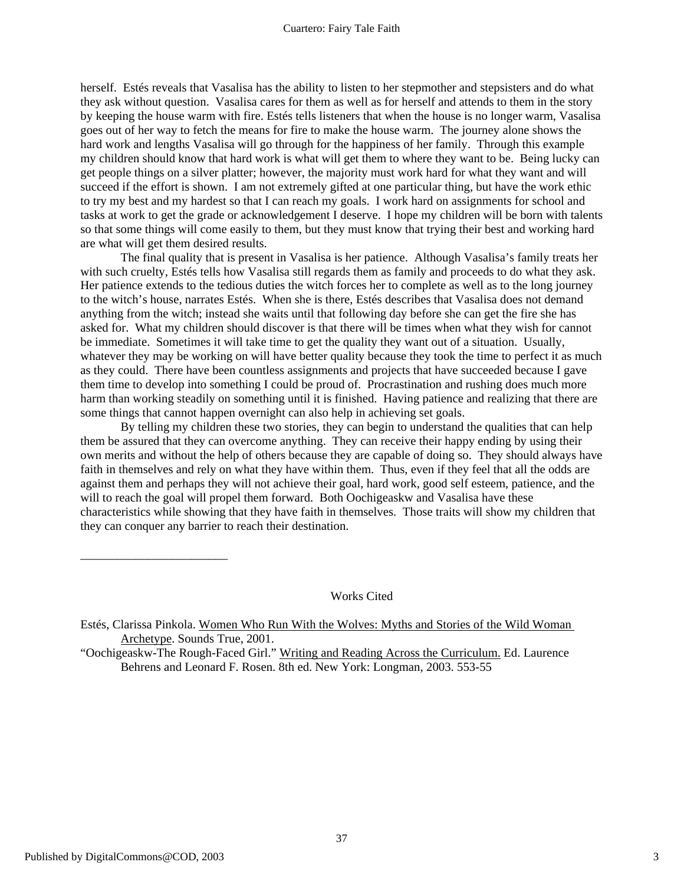herself. Estés reveals that Vasalisa has the ability to listen to her stepmother and stepsisters and do what they ask without question. Vasalisa cares for them as well as for herself and attends to them in the story by keeping the house warm with fire. Estés tells listeners that when the house is no longer warm, Vasalisa goes out of her way to fetch the means for fire to make the house warm. The journey alone shows the hard work and lengths Vasalisa will go through for the happiness of her family. Through this example my children should know that hard work is what will get them to where they want to be. Being lucky can get people things on a silver platter; however, the majority must work hard for what they want and will succeed if the effort is shown. I am not extremely gifted at one particular thing, but have the work ethic to try my best and my hardest so that I can reach my goals. I work hard on assignments for school and tasks at work to get the grade or acknowledgement I deserve. I hope my children will be born with talents so that some things will come easily to them, but they must know that trying their best and working hard are what will get them desired results.

The final quality that is present in Vasalisa is her patience. Although Vasalisa's family treats her with such cruelty, Estés tells how Vasalisa still regards them as family and proceeds to do what they ask. Her patience extends to the tedious duties the witch forces her to complete as well as to the long journey to the witch's house, narrates Estés. When she is there, Estés describes that Vasalisa does not demand anything from the witch; instead she waits until that following day before she can get the fire she has asked for. What my children should discover is that there will be times when what they wish for cannot be immediate. Sometimes it will take time to get the quality they want out of a situation. Usually, whatever they may be working on will have better quality because they took the time to perfect it as much as they could. There have been countless assignments and projects that have succeeded because I gave them time to develop into something I could be proud of. Procrastination and rushing does much more harm than working steadily on something until it is finished. Having patience and realizing that there are some things that cannot happen overnight can also help in achieving set goals.

By telling my children these two stories, they can begin to understand the qualities that can help them be assured that they can overcome anything. They can receive their happy ending by using their own merits and without the help of others because they are capable of doing so. They should always have faith in themselves and rely on what they have within them. Thus, even if they feel that all the odds are against them and perhaps they will not achieve their goal, hard work, good self esteem, patience, and the will to reach the goal will propel them forward. Both Oochigeaskw and Vasalisa have these characteristics while showing that they have faith in themselves. Those traits will show my children that they can conquer any barrier to reach their destination.

---

## Works Cited

Estés, Clarissa Pinkola. Women Who Run With the Wolves: Myths and Stories of the Wild Woman Archetype. Sounds True, 2001.

"Oochigeaskw-The Rough-Faced Girl." Writing and Reading Across the Curriculum. Ed. Laurence Behrens and Leonard F. Rosen. 8th ed. New York: Longman, 2003. 553-55